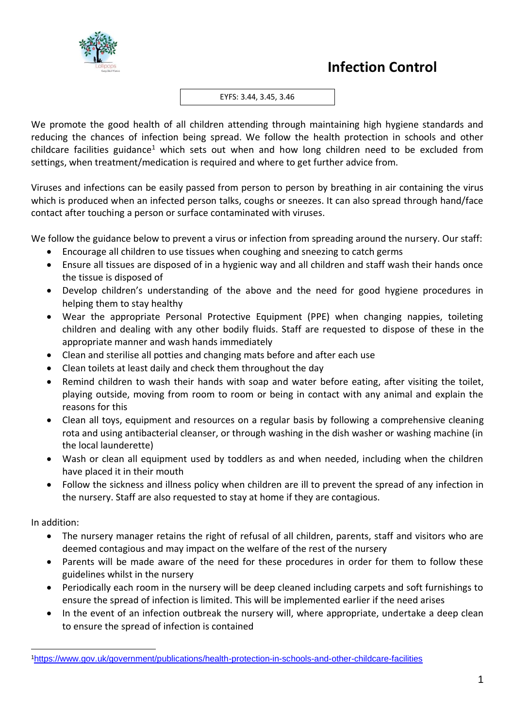# Infection Control

EYFS: 3.44, 3.45, 3.46

We promote the good health of all children attending through maintaining high hygiene standards and reducing the chances of infection being spread. We follow the health protection in schools and other childcare facilities guidance[1] which sets out when and how long children need to be excluded from settings, when treatment/medication is required and where to get further advice from.

Viruses and infections can be easily passed from person to person by breathing in air containing the virus which is produced when an infected person talks, coughs or sneezes. It can also spread through hand/face contact after touching a person or surface contaminated with viruses.

We follow the guidance below to prevent a virus or infection from spreading around the nursery. Our staff:

- Encourage all children to use tissues when coughing and sneezing to catch germs
- Ensure all tissues are disposed of in a hygienic way and all children and staff wash their hands once the tissue is disposed of
- Develop children's understanding of the above and the need for good hygiene procedures in helping them to stay healthy
- Wear the appropriate Personal Protective Equipment (PPE) when changing nappies, toileting children and dealing with any other bodily fluids. Staff are requested to dispose of these in the appropriate manner and wash hands immediately
- Clean and sterilise all potties and changing mats before and after each use
- Clean toilets at least daily and check them throughout the day
- Remind children to wash their hands with soap and water before eating, after visiting the toilet, playing outside, moving from room to room or being in contact with any animal and explain the reasons for this
- Clean all toys, equipment and resources on a regular basis by following a comprehensive cleaning rota and using antibacterial cleanser, or through washing in the dish washer or washing machine (in the local launderette)
- Wash or clean all equipment used by toddlers as and when needed, including when the children have placed it in their mouth
- Follow the sickness and illness policy when children are ill to prevent the spread of any infection in the nursery. Staff are also requested to stay at home if they are contagious.

In addition:

- The nursery manager retains the right of refusal of all children, parents, staff and visitors who are deemed contagious and may impact on the welfare of the rest of the nursery
- Parents will be made aware of the need for these procedures in order for them to follow these guidelines whilst in the nursery
- Periodically each room in the nursery will be deep cleaned including carpets and soft furnishings to ensure the spread of infection is limited. This will be implemented earlier if the need arises
- In the event of an infection outbreak the nursery will, where appropriate, undertake a deep clean to ensure the spread of infection is contained

[1] https://www.gov.uk/government/publications/health-protection-in-schools-and-other-childcare-facilities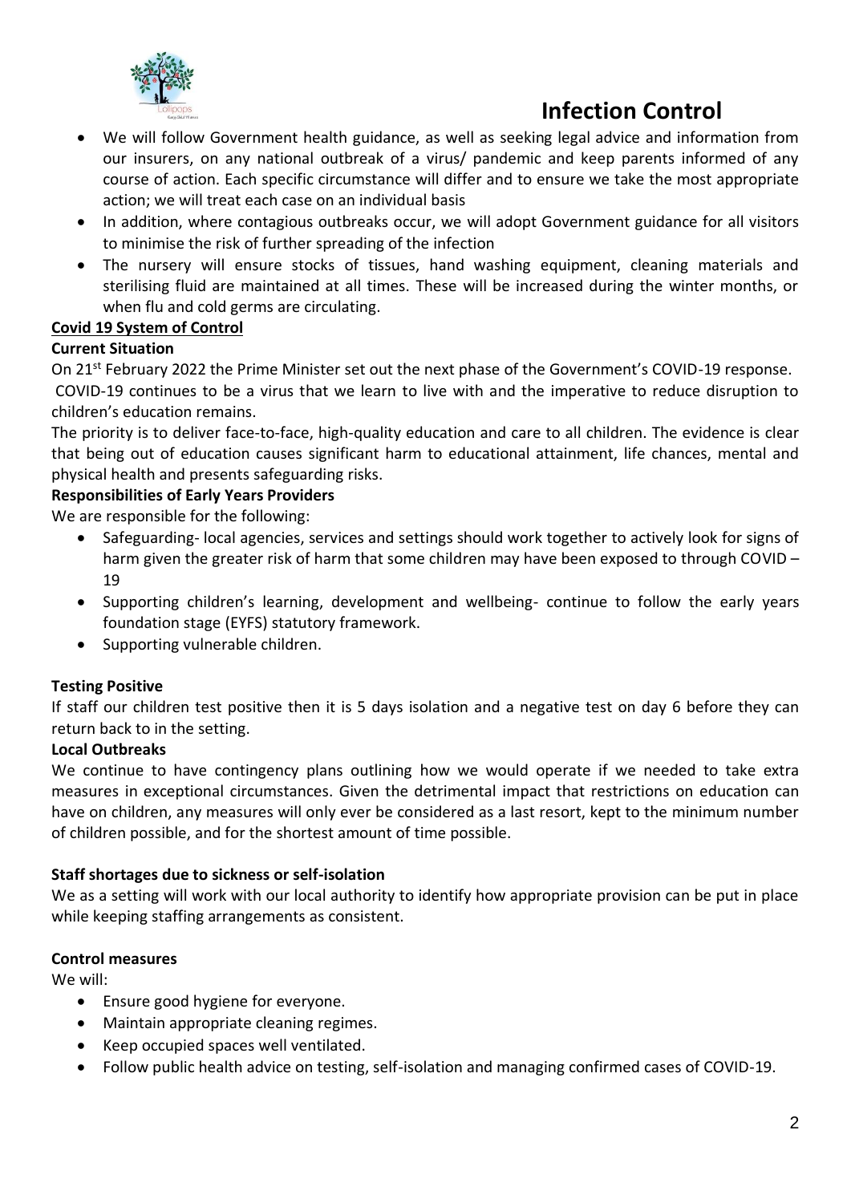# Infection Control

- We will follow Government health guidance, as well as seeking legal advice and information from our insurers, on any national outbreak of a virus/ pandemic and keep parents informed of any course of action. Each specific circumstance will differ and to ensure we take the most appropriate action; we will treat each case on an individual basis
- In addition, where contagious outbreaks occur, we will adopt Government guidance for all visitors to minimise the risk of further spreading of the infection
- The nursery will ensure stocks of tissues, hand washing equipment, cleaning materials and sterilising fluid are maintained at all times. These will be increased during the winter months, or when flu and cold germs are circulating.

**Covid 19 System of Control**

**Current Situation**

On 21st February 2022 the Prime Minister set out the next phase of the Government's COVID-19 response.

COVID-19 continues to be a virus that we learn to live with and the imperative to reduce disruption to children's education remains.

The priority is to deliver face-to-face, high-quality education and care to all children. The evidence is clear that being out of education causes significant harm to educational attainment, life chances, mental and physical health and presents safeguarding risks.

**Responsibilities of Early Years Providers**

We are responsible for the following:

- Safeguarding- local agencies, services and settings should work together to actively look for signs of harm given the greater risk of harm that some children may have been exposed to through COVID – 19
- Supporting children's learning, development and wellbeing- continue to follow the early years foundation stage (EYFS) statutory framework.
- Supporting vulnerable children.

**Testing Positive**

If staff our children test positive then it is 5 days isolation and a negative test on day 6 before they can return back to in the setting.

**Local Outbreaks**

We continue to have contingency plans outlining how we would operate if we needed to take extra measures in exceptional circumstances. Given the detrimental impact that restrictions on education can have on children, any measures will only ever be considered as a last resort, kept to the minimum number of children possible, and for the shortest amount of time possible.

**Staff shortages due to sickness or self-isolation**

We as a setting will work with our local authority to identify how appropriate provision can be put in place while keeping staffing arrangements as consistent.

**Control measures**

We will:

- Ensure good hygiene for everyone.
- Maintain appropriate cleaning regimes.
- Keep occupied spaces well ventilated.
- Follow public health advice on testing, self-isolation and managing confirmed cases of COVID-19.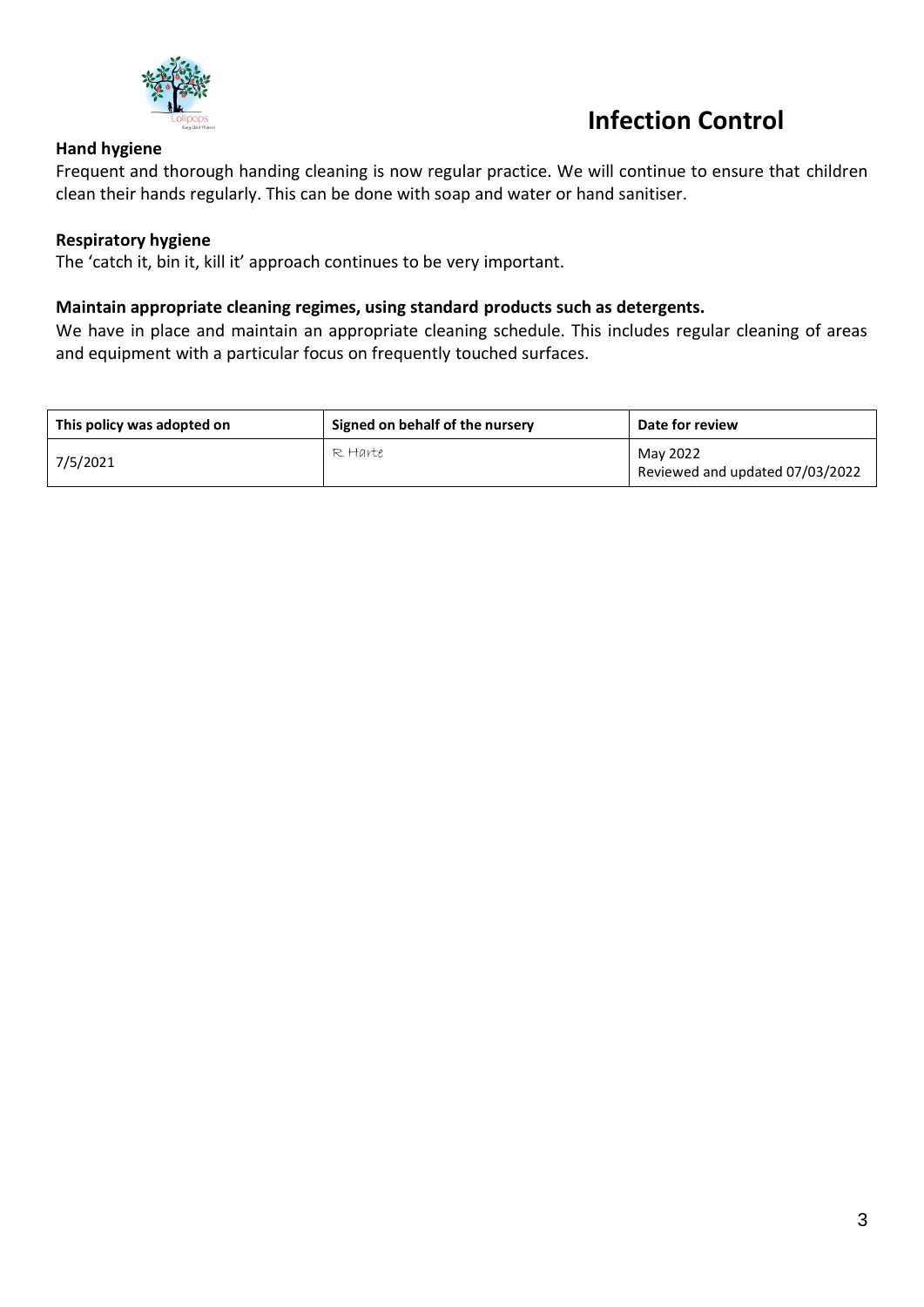# Infection Control

**Hand hygiene**

Frequent and thorough handing cleaning is now regular practice. We will continue to ensure that children clean their hands regularly. This can be done with soap and water or hand sanitiser.

**Respiratory hygiene**

The 'catch it, bin it, kill it' approach continues to be very important.

**Maintain appropriate cleaning regimes, using standard products such as detergents.**

We have in place and maintain an appropriate cleaning schedule. This includes regular cleaning of areas and equipment with a particular focus on frequently touched surfaces.

| This policy was adopted on | Signed on behalf of the nursery | Date for review |
|---|---|---|
| 7/5/2021 | R Harte | May 2022<br>Reviewed and updated 07/03/2022 |